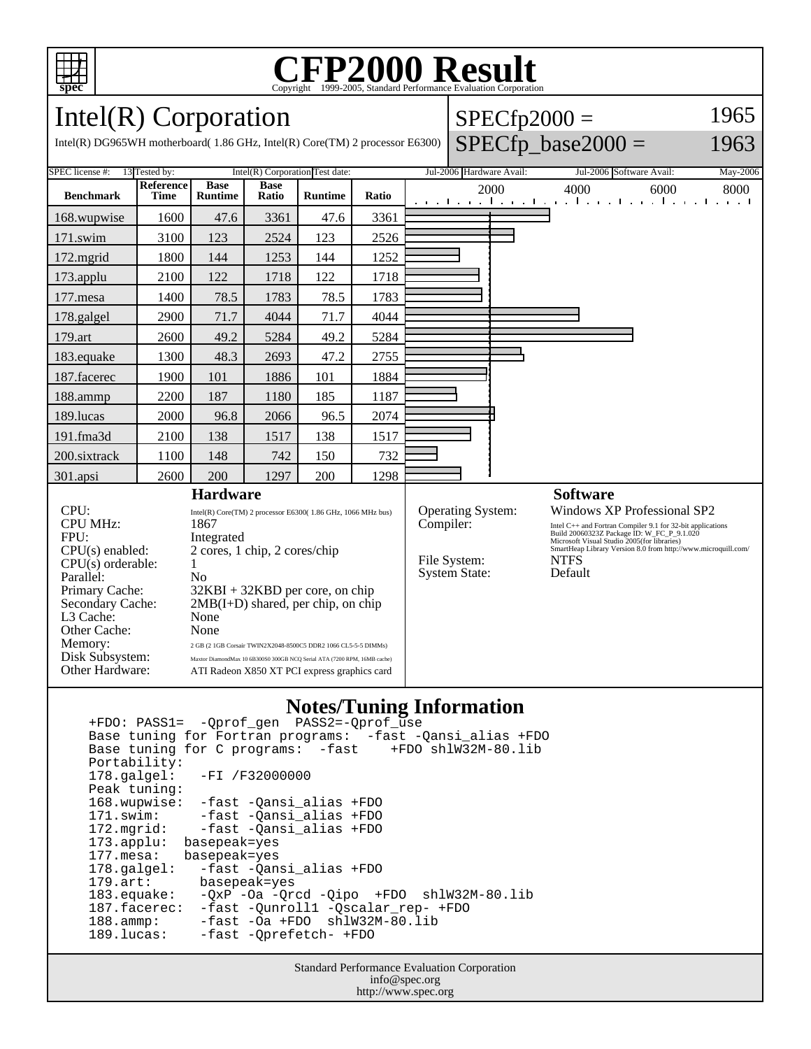# CFP2000 Result

Copyright 1999-2005, Standard Performance Evaluation Corporation

## Intel(R) Corporation

Intel(R) DG965WH motherboard( 1.86 GHz, Intel(R) Core(TM) 2 processor E6300)

SPECfp2000 = 1965

SPECfp_base2000 = 1963

| SPEC license #: | 13 | Tested by: | Intel(R) Corporation | Test date: | Jul-2006 | Hardware Avail: | Jul-2006 | Software Avail: | May-2006 |
|---|---|---|---|---|---|---|---|---|---|

| Benchmark | Reference Time | Base Runtime | Base Ratio | Runtime | Ratio |
|---|---|---|---|---|---|
| 168.wupwise | 1600 | 47.6 | 3361 | 47.6 | 3361 |
| 171.swim | 3100 | 123 | 2524 | 123 | 2526 |
| 172.mgrid | 1800 | 144 | 1253 | 144 | 1252 |
| 173.applu | 2100 | 122 | 1718 | 122 | 1718 |
| 177.mesa | 1400 | 78.5 | 1783 | 78.5 | 1783 |
| 178.galgel | 2900 | 71.7 | 4044 | 71.7 | 4044 |
| 179.art | 2600 | 49.2 | 5284 | 49.2 | 5284 |
| 183.equake | 1300 | 48.3 | 2693 | 47.2 | 2755 |
| 187.facerec | 1900 | 101 | 1886 | 101 | 1884 |
| 188.ammp | 2200 | 187 | 1180 | 185 | 1187 |
| 189.lucas | 2000 | 96.8 | 2066 | 96.5 | 2074 |
| 191.fma3d | 2100 | 138 | 1517 | 138 | 1517 |
| 200.sixtrack | 1100 | 148 | 742 | 150 | 732 |
| 301.apsi | 2600 | 200 | 1297 | 200 | 1298 |

### Hardware

| | |
|---|---|
| CPU: | Intel(R) Core(TM) 2 processor E6300( 1.86 GHz, 1066 MHz bus) |
| CPU MHz: | 1867 |
| FPU: | Integrated |
| CPU(s) enabled: | 2 cores, 1 chip, 2 cores/chip |
| CPU(s) orderable: | 1 |
| Parallel: | No |
| Primary Cache: | 32KBI + 32KBD per core, on chip |
| Secondary Cache: | 2MB(I+D) shared, per chip, on chip |
| L3 Cache: | None |
| Other Cache: | None |
| Memory: | 2 GB (2 1GB Corsair TWIN2X2048-8500C5 DDR2 1066 CL5-5-5 DIMMs) |
| Disk Subsystem: | Maxtor DiamondMax 10 6B300S0 300GB NCQ Serial ATA (7200 RPM, 16MB cache) |
| Other Hardware: | ATI Radeon X850 XT PCI express graphics card |

### Software

| | |
|---|---|
| Operating System: | Windows XP Professional SP2 |
| Compiler: | Intel C++ and Fortran Compiler 9.1 for 32-bit applications Build 20060323Z Package ID: W_FC_P_9.1.020 Microsoft Visual Studio 2005(for libraries) SmartHeap Library Version 8.0 from http://www.microquill.com/ |
| File System: | NTFS |
| System State: | Default |

### Notes/Tuning Information

```
+FDO: PASS1=  -Qprof_gen  PASS2=-Qprof_use
Base tuning for Fortran programs:  -fast -Qansi_alias +FDO
Base tuning for C programs:  -fast    +FDO shlW32M-80.lib
Portability:
178.galgel:   -FI /F32000000
Peak tuning:
168.wupwise:  -fast -Qansi_alias +FDO
171.swim:     -fast -Qansi_alias +FDO
172.mgrid:    -fast -Qansi_alias +FDO
173.applu:  basepeak=yes
177.mesa:   basepeak=yes
178.galgel:   -fast -Qansi_alias +FDO
179.art:      basepeak=yes
183.equake:   -QxP -Oa -Qrcd -Qipo  +FDO  shlW32M-80.lib
187.facerec:  -fast -Qunroll1 -Qscalar_rep- +FDO
188.ammp:     -fast -Oa +FDO  shlW32M-80.lib
189.lucas:    -fast -Qprefetch- +FDO
```

Standard Performance Evaluation Corporation
info@spec.org
http://www.spec.org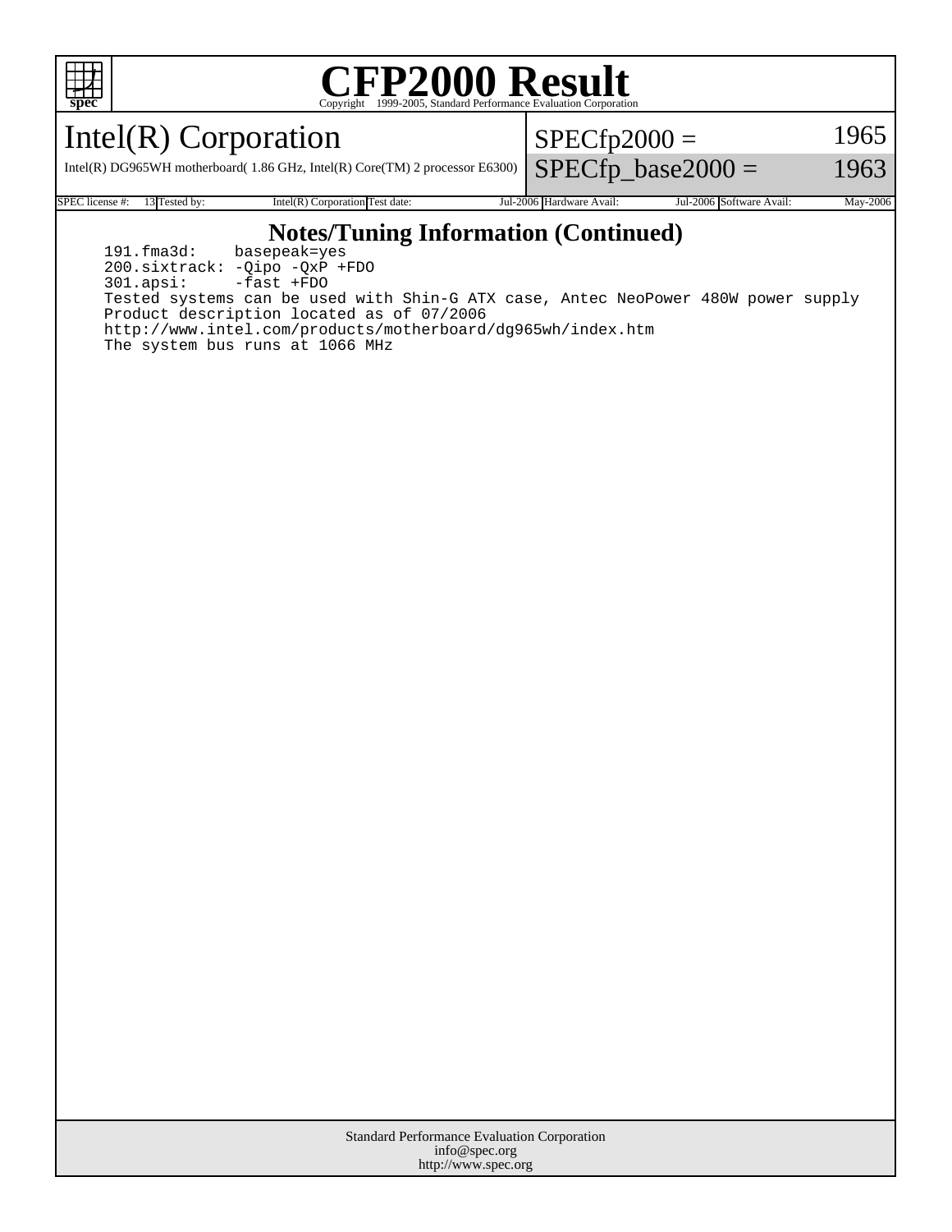# CFP2000 Result

Copyright 1999-2005, Standard Performance Evaluation Corporation

## Intel(R) Corporation

Intel(R) DG965WH motherboard( 1.86 GHz, Intel(R) Core(TM) 2 processor E6300)

SPECfp2000 = 1965

SPECfp_base2000 = 1963

| SPEC license #: | 13 | Tested by: | Intel(R) Corporation | Test date: | Jul-2006 | Hardware Avail: | Jul-2006 | Software Avail: | May-2006 |
|---|---|---|---|---|---|---|---|---|---|

### Notes/Tuning Information (Continued)

```
191.fma3d:    basepeak=yes
200.sixtrack: -Qipo -QxP +FDO
301.apsi:     -fast +FDO
Tested systems can be used with Shin-G ATX case, Antec NeoPower 480W power supply
Product description located as of 07/2006
http://www.intel.com/products/motherboard/dg965wh/index.htm
The system bus runs at 1066 MHz
```

Standard Performance Evaluation Corporation
info@spec.org
http://www.spec.org